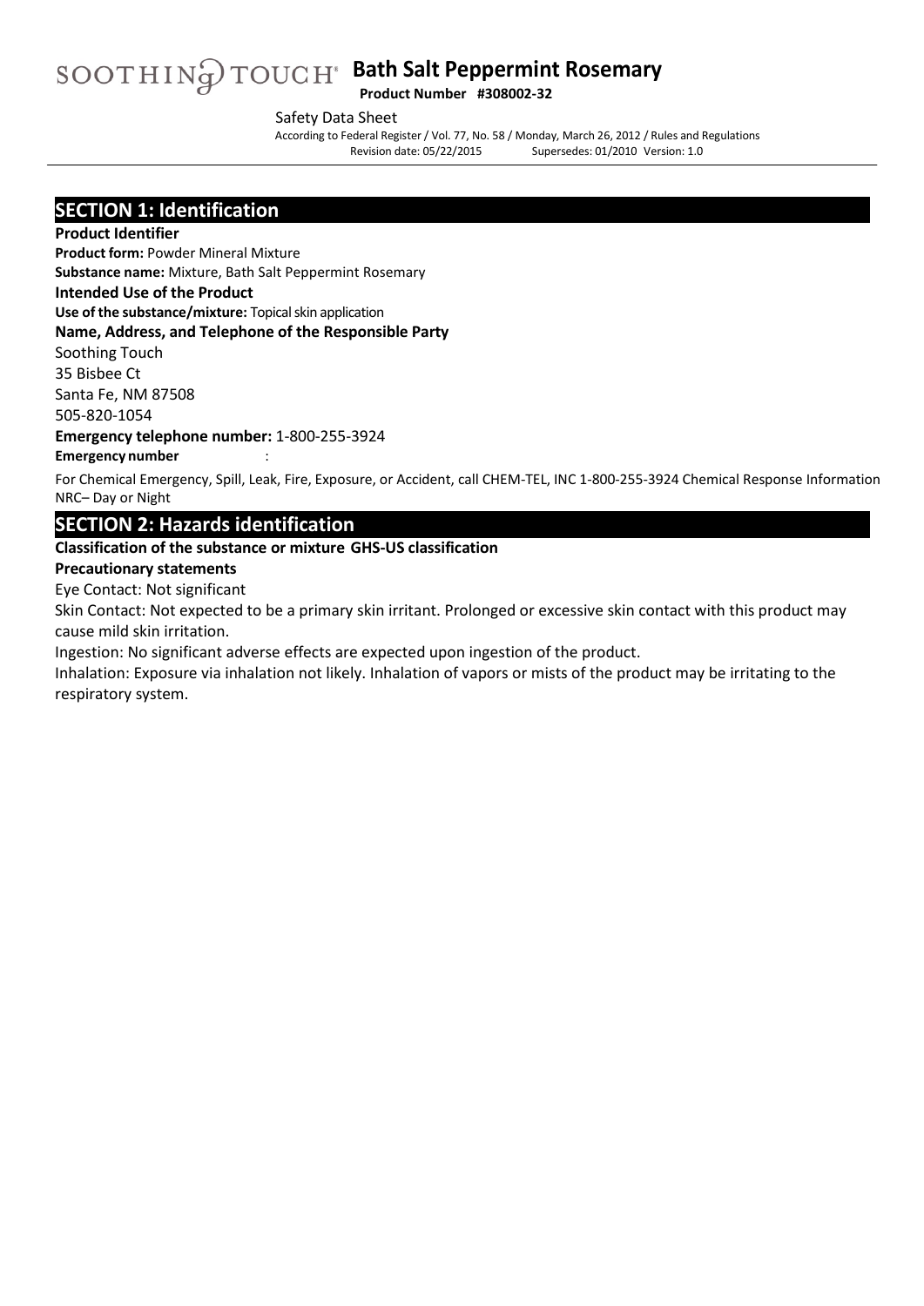SOOTHING TOUCH® **Bath Salt Peppermint Rosemary**

**Product Number #308002-32**

Safety Data Sheet

According to Federal Register / Vol. 77, No. 58 / Monday, March 26, 2012 / Rules and Regulations
Revision date: 05/22/2015 Supersedes: 01/2010 Version: 1.0

## SECTION 1: Identification

**Product Identifier**

**Product form:** Powder Mineral Mixture

**Substance name:** Mixture, Bath Salt Peppermint Rosemary

**Intended Use of the Product**

**Use of the substance/mixture:** Topical skin application

**Name, Address, and Telephone of the Responsible Party**

Soothing Touch
35 Bisbee Ct
Santa Fe, NM 87508
505-820-1054

**Emergency telephone number:** 1-800-255-3924

**Emergency number** :

For Chemical Emergency, Spill, Leak, Fire, Exposure, or Accident, call CHEM-TEL, INC 1-800-255-3924 Chemical Response Information NRC– Day or Night

## SECTION 2: Hazards identification

**Classification of the substance or mixture GHS-US classification**

**Precautionary statements**

Eye Contact: Not significant

Skin Contact: Not expected to be a primary skin irritant. Prolonged or excessive skin contact with this product may cause mild skin irritation.

Ingestion: No significant adverse effects are expected upon ingestion of the product.

Inhalation: Exposure via inhalation not likely. Inhalation of vapors or mists of the product may be irritating to the respiratory system.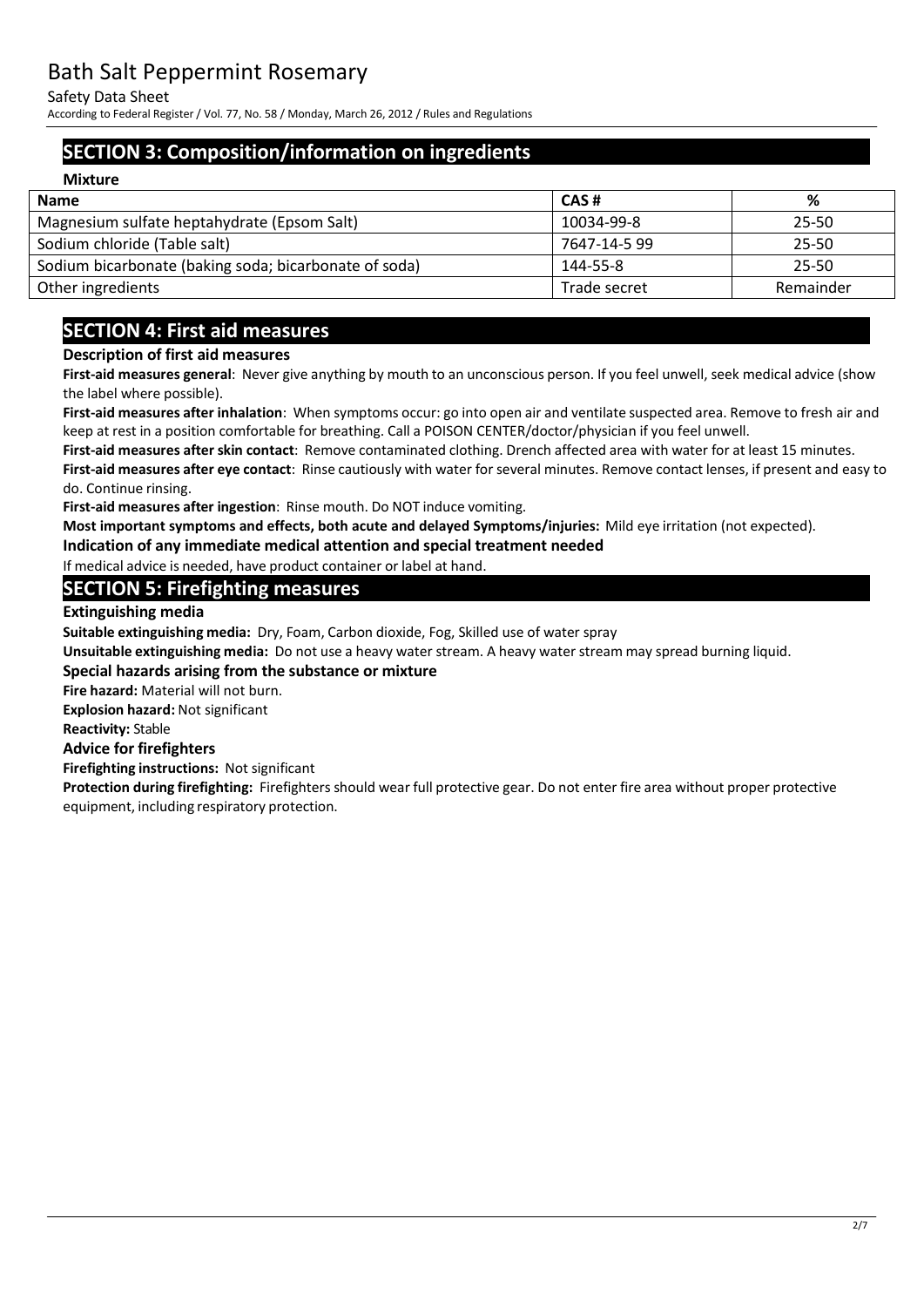## SECTION 3: Composition/information on ingredients

**Mixture**

| Name | CAS # | % |
|---|---|---|
| Magnesium sulfate heptahydrate (Epsom Salt) | 10034-99-8 | 25-50 |
| Sodium chloride (Table salt) | 7647-14-5 99 | 25-50 |
| Sodium bicarbonate (baking soda; bicarbonate of soda) | 144-55-8 | 25-50 |
| Other ingredients | Trade secret | Remainder |

## SECTION 4: First aid measures

### Description of first aid measures

**First-aid measures general**: Never give anything by mouth to an unconscious person. If you feel unwell, seek medical advice (show the label where possible).

**First-aid measures after inhalation**: When symptoms occur: go into open air and ventilate suspected area. Remove to fresh air and keep at rest in a position comfortable for breathing. Call a POISON CENTER/doctor/physician if you feel unwell.

**First-aid measures after skin contact**: Remove contaminated clothing. Drench affected area with water for at least 15 minutes.

**First-aid measures after eye contact**: Rinse cautiously with water for several minutes. Remove contact lenses, if present and easy to do. Continue rinsing.

**First-aid measures after ingestion**: Rinse mouth. Do NOT induce vomiting.

**Most important symptoms and effects, both acute and delayed Symptoms/injuries:** Mild eye irritation (not expected).

### Indication of any immediate medical attention and special treatment needed

If medical advice is needed, have product container or label at hand.

## SECTION 5: Firefighting measures

### Extinguishing media

**Suitable extinguishing media:** Dry, Foam, Carbon dioxide, Fog, Skilled use of water spray

**Unsuitable extinguishing media:** Do not use a heavy water stream. A heavy water stream may spread burning liquid.

### Special hazards arising from the substance or mixture

**Fire hazard:** Material will not burn.

**Explosion hazard:** Not significant

**Reactivity:** Stable

### Advice for firefighters

**Firefighting instructions:** Not significant

**Protection during firefighting:** Firefighters should wear full protective gear. Do not enter fire area without proper protective equipment, including respiratory protection.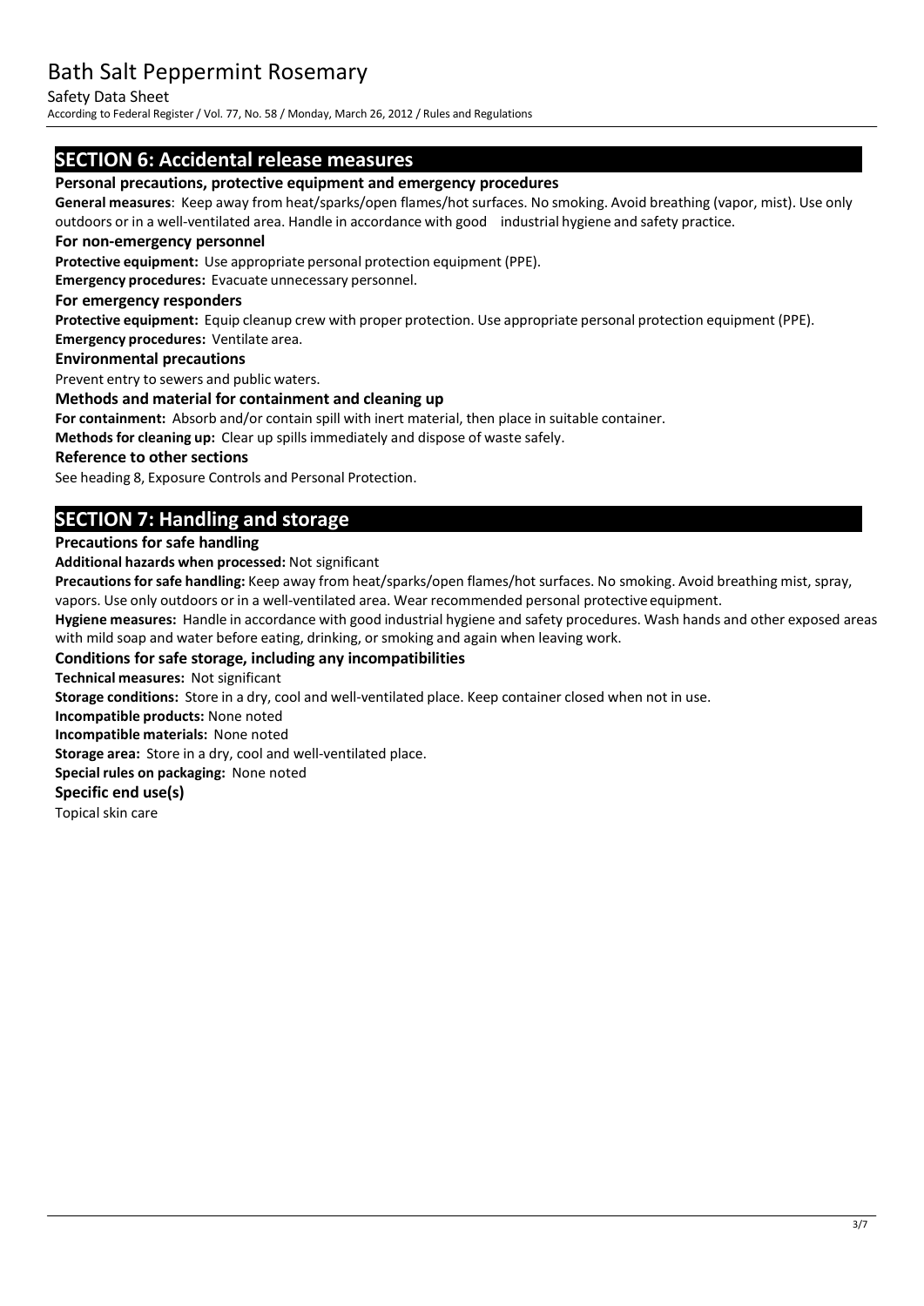## SECTION 6: Accidental release measures

### Personal precautions, protective equipment and emergency procedures

**General measures**: Keep away from heat/sparks/open flames/hot surfaces. No smoking. Avoid breathing (vapor, mist). Use only outdoors or in a well-ventilated area. Handle in accordance with good industrial hygiene and safety practice.

### For non-emergency personnel

**Protective equipment:** Use appropriate personal protection equipment (PPE).

**Emergency procedures:** Evacuate unnecessary personnel.

### For emergency responders

**Protective equipment:** Equip cleanup crew with proper protection. Use appropriate personal protection equipment (PPE).

**Emergency procedures:** Ventilate area.

### Environmental precautions

Prevent entry to sewers and public waters.

### Methods and material for containment and cleaning up

**For containment:** Absorb and/or contain spill with inert material, then place in suitable container.

**Methods for cleaning up:** Clear up spills immediately and dispose of waste safely.

### Reference to other sections

See heading 8, Exposure Controls and Personal Protection.

## SECTION 7: Handling and storage

### Precautions for safe handling

**Additional hazards when processed:** Not significant

**Precautions for safe handling:** Keep away from heat/sparks/open flames/hot surfaces. No smoking. Avoid breathing mist, spray, vapors. Use only outdoors or in a well-ventilated area. Wear recommended personal protective equipment.

**Hygiene measures:** Handle in accordance with good industrial hygiene and safety procedures. Wash hands and other exposed areas with mild soap and water before eating, drinking, or smoking and again when leaving work.

### Conditions for safe storage, including any incompatibilities

**Technical measures:** Not significant

**Storage conditions:** Store in a dry, cool and well-ventilated place. Keep container closed when not in use.

**Incompatible products:** None noted

**Incompatible materials:** None noted

**Storage area:** Store in a dry, cool and well-ventilated place.

**Special rules on packaging:** None noted

### Specific end use(s)

Topical skin care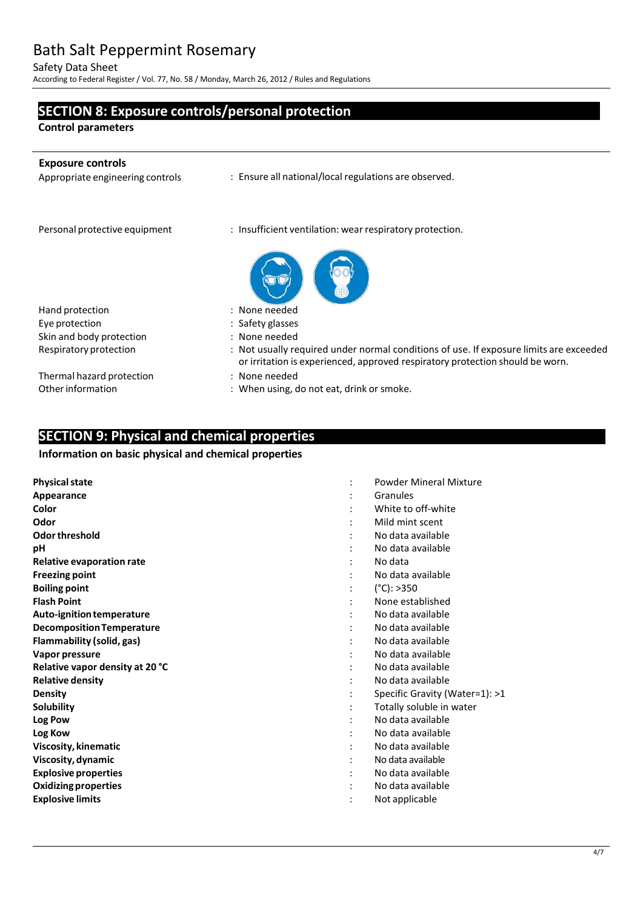## SECTION 8: Exposure controls/personal protection

### Control parameters

### Exposure controls

| | |
|---|---|
| Appropriate engineering controls | : Ensure all national/local regulations are observed. |
| Personal protective equipment | : Insufficient ventilation: wear respiratory protection. |
| Hand protection | : None needed |
| Eye protection | : Safety glasses |
| Skin and body protection | : None needed |
| Respiratory protection | : Not usually required under normal conditions of use. If exposure limits are exceeded or irritation is experienced, approved respiratory protection should be worn. |
| Thermal hazard protection | : None needed |
| Other information | : When using, do not eat, drink or smoke. |

## SECTION 9: Physical and chemical properties

### Information on basic physical and chemical properties

| | | |
|---|---|---|
| **Physical state** | : | Powder Mineral Mixture |
| **Appearance** | : | Granules |
| **Color** | : | White to off-white |
| **Odor** | : | Mild mint scent |
| **Odor threshold** | : | No data available |
| **pH** | : | No data available |
| **Relative evaporation rate** | : | No data |
| **Freezing point** | : | No data available |
| **Boiling point** | : | (°C): >350 |
| **Flash Point** | : | None established |
| **Auto-ignition temperature** | : | No data available |
| **Decomposition Temperature** | : | No data available |
| **Flammability (solid, gas)** | : | No data available |
| **Vapor pressure** | : | No data available |
| **Relative vapor density at 20 °C** | : | No data available |
| **Relative density** | : | No data available |
| **Density** | : | Specific Gravity (Water=1): >1 |
| **Solubility** | : | Totally soluble in water |
| **Log Pow** | : | No data available |
| **Log Kow** | : | No data available |
| **Viscosity, kinematic** | : | No data available |
| **Viscosity, dynamic** | : | No data available |
| **Explosive properties** | : | No data available |
| **Oxidizing properties** | : | No data available |
| **Explosive limits** | : | Not applicable |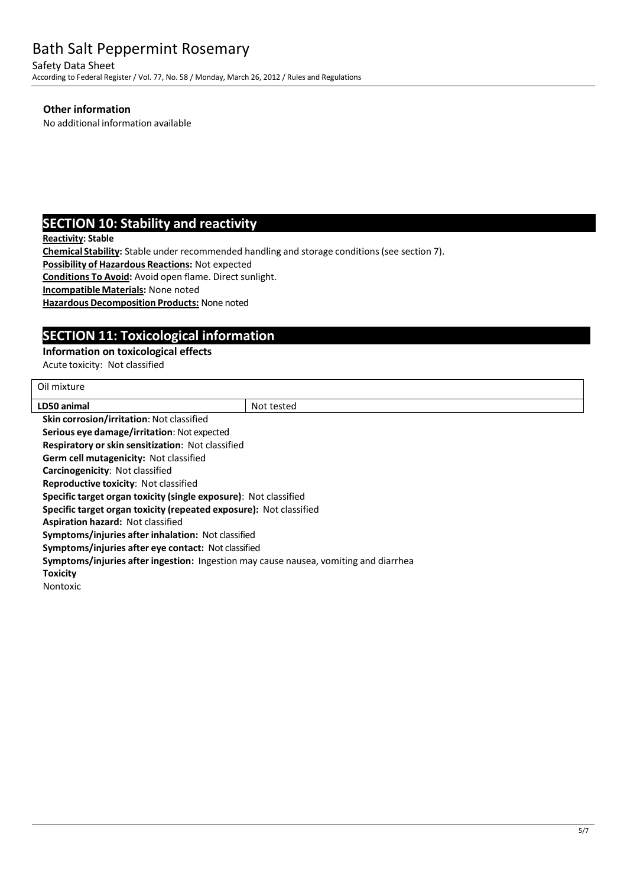**Other information**

No additional information available

## SECTION 10: Stability and reactivity

**Reactivity: Stable**

**Chemical Stability:** Stable under recommended handling and storage conditions (see section 7).

**Possibility of Hazardous Reactions:** Not expected

**Conditions To Avoid:** Avoid open flame. Direct sunlight.

**Incompatible Materials:** None noted

**Hazardous Decomposition Products:** None noted

## SECTION 11: Toxicological information

**Information on toxicological effects**

Acute toxicity: Not classified

| Oil mixture | |
|---|---|
| **LD50 animal** | Not tested |

**Skin corrosion/irritation**: Not classified

**Serious eye damage/irritation**: Not expected

**Respiratory or skin sensitization**: Not classified

**Germ cell mutagenicity:** Not classified

**Carcinogenicity**: Not classified

**Reproductive toxicity**: Not classified

**Specific target organ toxicity (single exposure)**: Not classified

**Specific target organ toxicity (repeated exposure):** Not classified

**Aspiration hazard:** Not classified

**Symptoms/injuries after inhalation:** Not classified

**Symptoms/injuries after eye contact:** Not classified

**Symptoms/injuries after ingestion:** Ingestion may cause nausea, vomiting and diarrhea

**Toxicity**

Nontoxic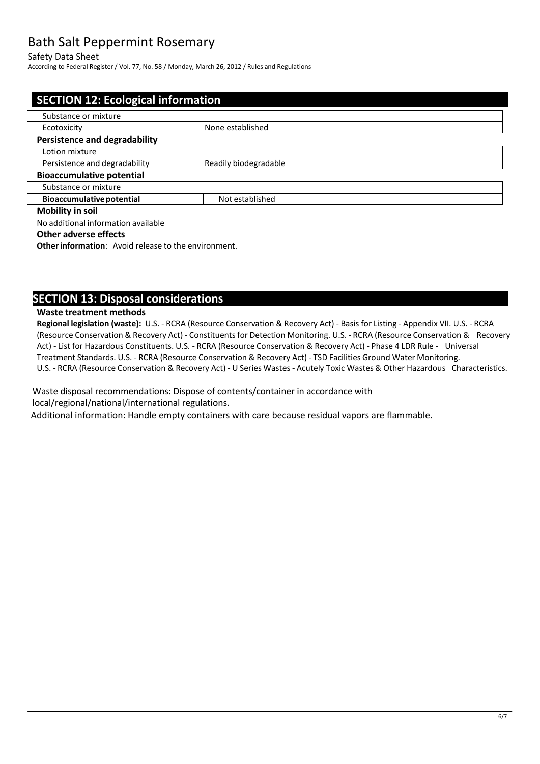## SECTION 12: Ecological information

| Substance or mixture | |
|---|---|
| Ecotoxicity | None established |

**Persistence and degradability**

| Lotion mixture | |
|---|---|
| Persistence and degradability | Readily biodegradable |

**Bioaccumulative potential**

| Substance or mixture | |
|---|---|
| **Bioaccumulative potential** | Not established |

**Mobility in soil**

No additional information available

**Other adverse effects**

**Other information**: Avoid release to the environment.

## SECTION 13: Disposal considerations

**Waste treatment methods**

**Regional legislation (waste):** U.S. - RCRA (Resource Conservation & Recovery Act) - Basis for Listing - Appendix VII. U.S. - RCRA (Resource Conservation & Recovery Act) - Constituents for Detection Monitoring. U.S. - RCRA (Resource Conservation & Recovery Act) - List for Hazardous Constituents. U.S. - RCRA (Resource Conservation & Recovery Act) - Phase 4 LDR Rule - Universal Treatment Standards. U.S. - RCRA (Resource Conservation & Recovery Act) - TSD Facilities Ground Water Monitoring. U.S. - RCRA (Resource Conservation & Recovery Act) - U Series Wastes - Acutely Toxic Wastes & Other Hazardous Characteristics.

Waste disposal recommendations: Dispose of contents/container in accordance with local/regional/national/international regulations.

Additional information: Handle empty containers with care because residual vapors are flammable.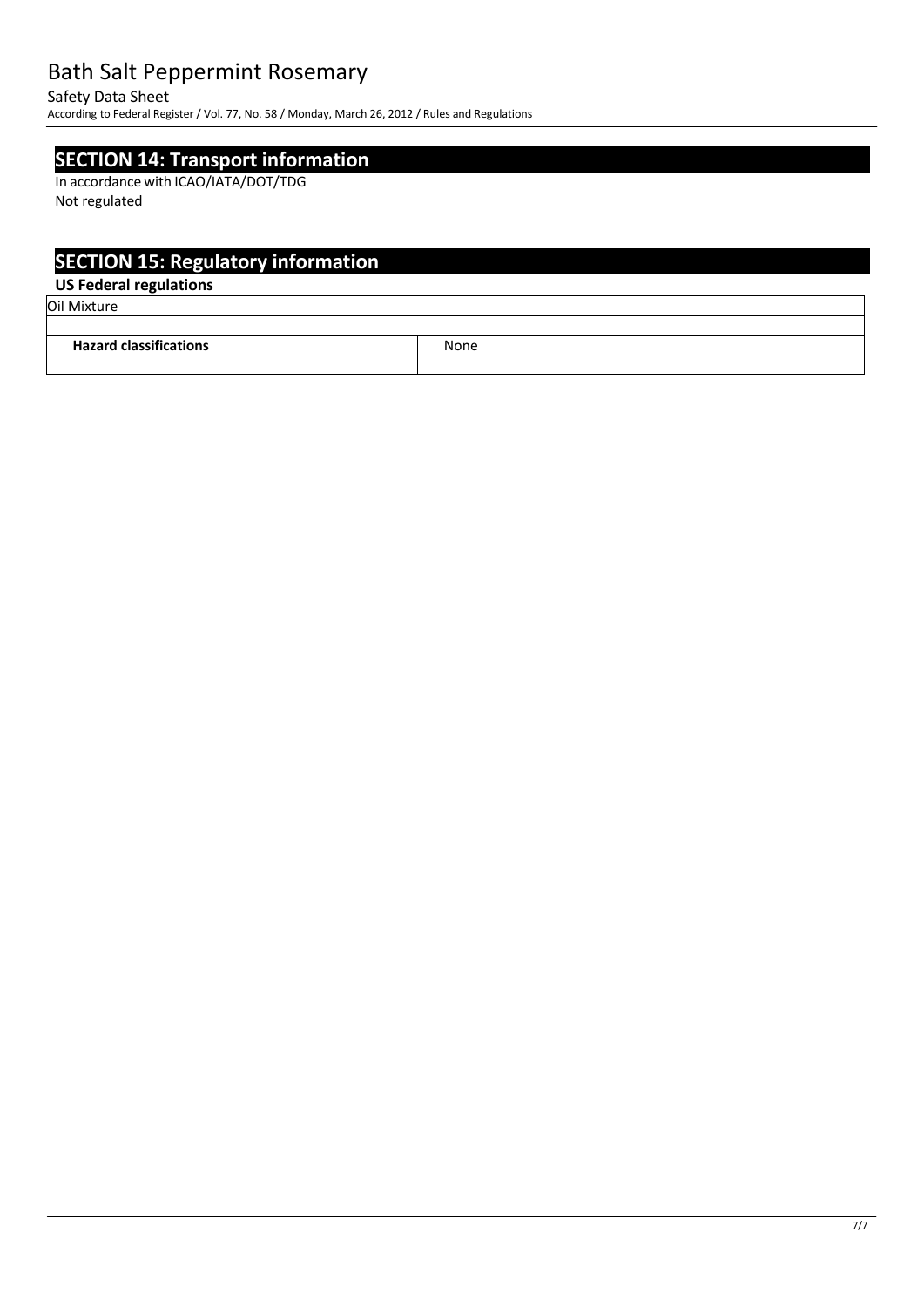## SECTION 14: Transport information

In accordance with ICAO/IATA/DOT/TDG

Not regulated

## SECTION 15: Regulatory information

### US Federal regulations

| Oil Mixture | |
|---|---|
| | |
| **Hazard classifications** | None |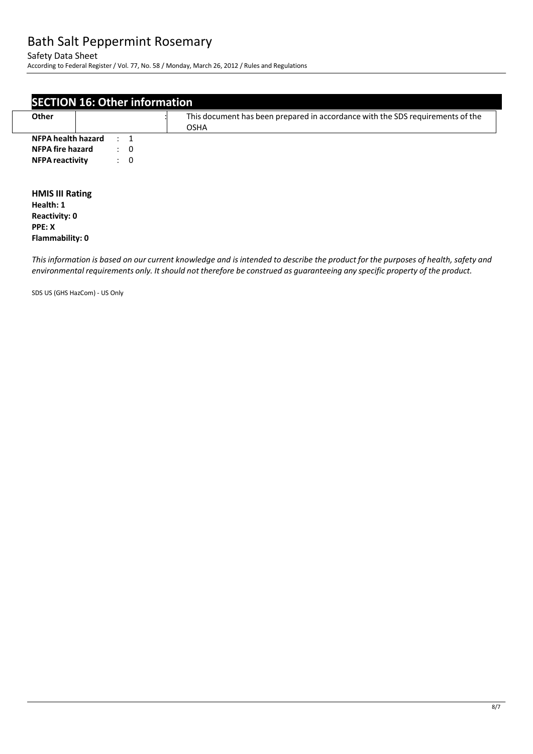## SECTION 16: Other information

| | |
|---|---|
| **Other** | : This document has been prepared in accordance with the SDS requirements of the OSHA |

**NFPA health hazard** : 1
**NFPA fire hazard** : 0
**NFPA reactivity** : 0

**HMIS III Rating**
**Health: 1**
**Reactivity: 0**
**PPE: X**
**Flammability: 0**

*This information is based on our current knowledge and is intended to describe the product for the purposes of health, safety and environmental requirements only. It should not therefore be construed as guaranteeing any specific property of the product.*

SDS US (GHS HazCom) - US Only